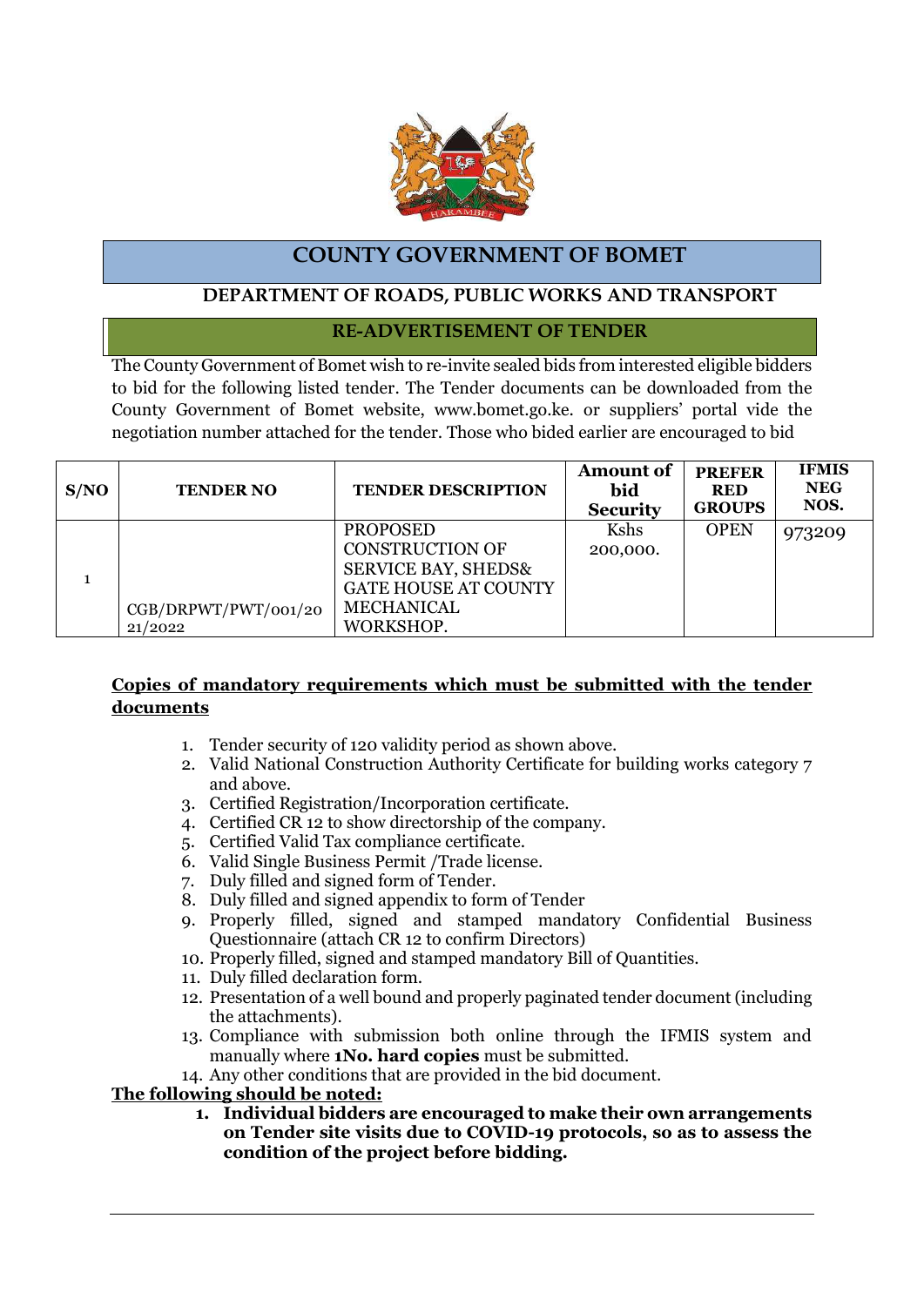# COUNTY GOVERNMENT OF BOMET

## DEPARTMENT OF ROADS, PUBLIC WORKS AND TRANSPORT

### RE-ADVERTISEMENT OF TENDER

The County Government of Bomet wish to re-invite sealed bids from interested eligible bidders to bid for the following listed tender. The Tender documents can be downloaded from the County Government of Bomet website, www.bomet.go.ke. or suppliers' portal vide the negotiation number attached for the tender. Those who bided earlier are encouraged to bid

| S/NO | TENDER NO | TENDER DESCRIPTION | Amount of bid Security | PREFERRED GROUPS | IFMIS NEG NOS. |
|---|---|---|---|---|---|
| 1 | CGB/DRPWT/PWT/001/2021/2022 | PROPOSED CONSTRUCTION OF SERVICE BAY, SHEDS& GATE HOUSE AT COUNTY MECHANICAL WORKSHOP. | Kshs 200,000. | OPEN | 973209 |

**Copies of mandatory requirements which must be submitted with the tender documents**

1. Tender security of 120 validity period as shown above.
2. Valid National Construction Authority Certificate for building works category 7 and above.
3. Certified Registration/Incorporation certificate.
4. Certified CR 12 to show directorship of the company.
5. Certified Valid Tax compliance certificate.
6. Valid Single Business Permit /Trade license.
7. Duly filled and signed form of Tender.
8. Duly filled and signed appendix to form of Tender
9. Properly filled, signed and stamped mandatory Confidential Business Questionnaire (attach CR 12 to confirm Directors)
10. Properly filled, signed and stamped mandatory Bill of Quantities.
11. Duly filled declaration form.
12. Presentation of a well bound and properly paginated tender document (including the attachments).
13. Compliance with submission both online through the IFMIS system and manually where **1No. hard copies** must be submitted.
14. Any other conditions that are provided in the bid document.

**The following should be noted:**

1. **Individual bidders are encouraged to make their own arrangements on Tender site visits due to COVID-19 protocols, so as to assess the condition of the project before bidding.**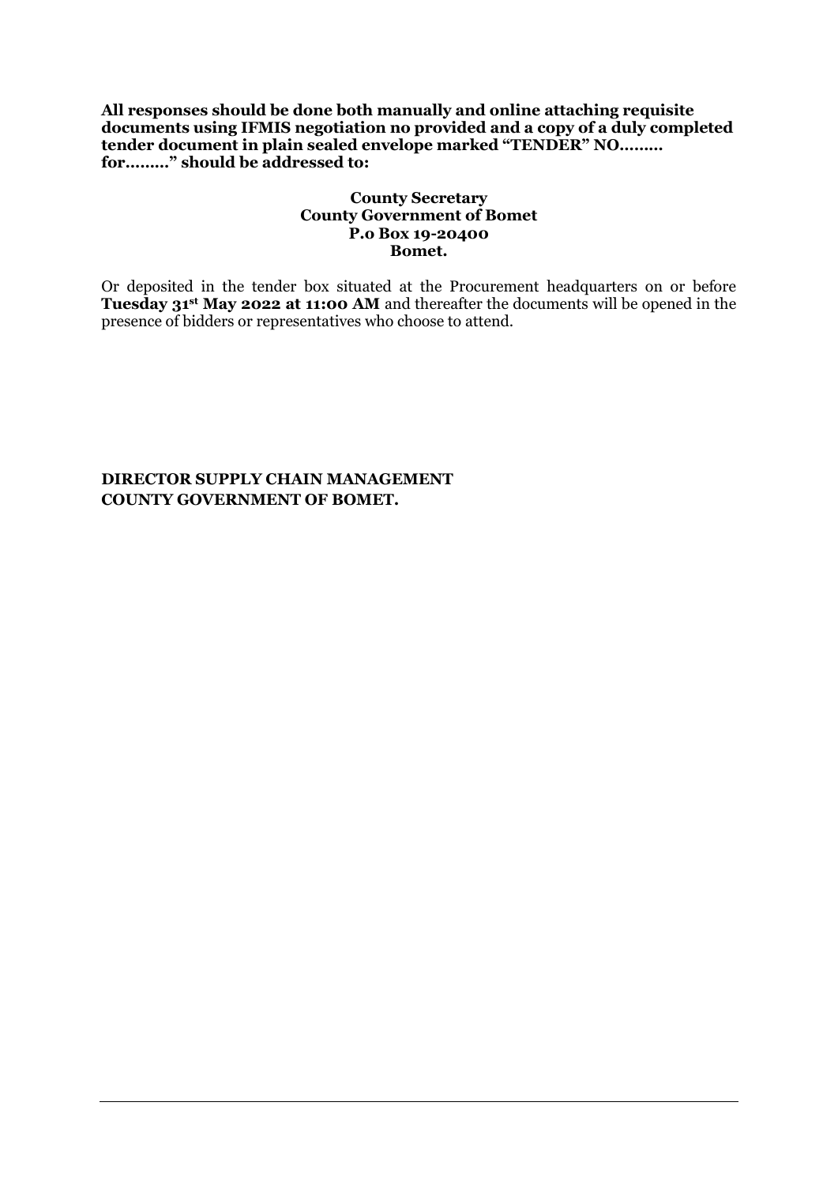**All responses should be done both manually and online attaching requisite documents using IFMIS negotiation no provided and a copy of a duly completed tender document in plain sealed envelope marked "TENDER" NO……… for………" should be addressed to:**

**County Secretary**
**County Government of Bomet**
**P.0 Box 19-20400**
**Bomet.**

Or deposited in the tender box situated at the Procurement headquarters on or before **Tuesday 31st May 2022 at 11:00 AM** and thereafter the documents will be opened in the presence of bidders or representatives who choose to attend.

**DIRECTOR SUPPLY CHAIN MANAGEMENT**
**COUNTY GOVERNMENT OF BOMET.**